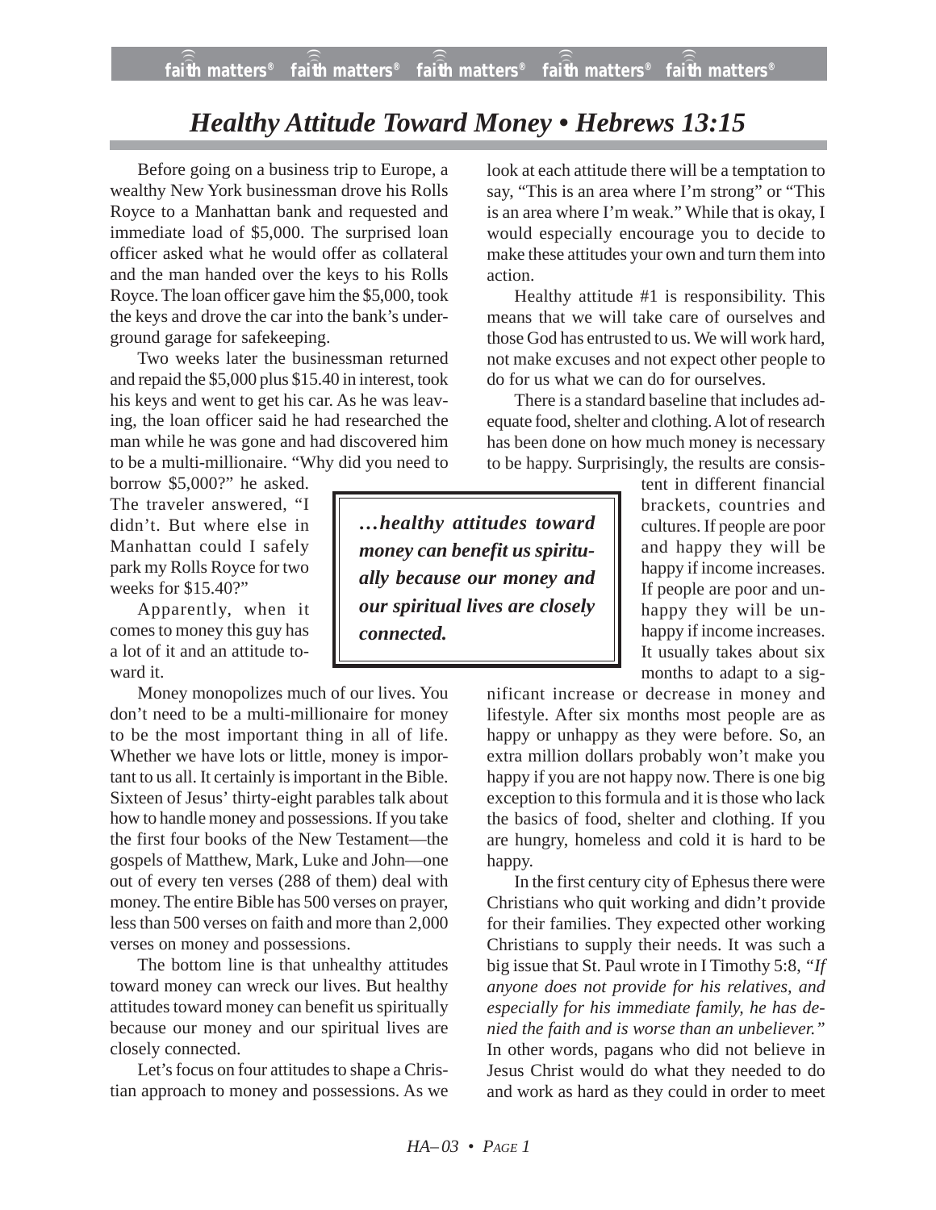# Healthy Attitude Toward Money • Hebrews 13:15

Before going on a business trip to Europe, a wealthy New York businessman drove his Rolls Royce to a Manhattan bank and requested and immediate load of $5,000. The surprised loan officer asked what he would offer as collateral and the man handed over the keys to his Rolls Royce. The loan officer gave him the $5,000, took the keys and drove the car into the bank's underground garage for safekeeping.

Two weeks later the businessman returned and repaid the $5,000 plus $15.40 in interest, took his keys and went to get his car. As he was leaving, the loan officer said he had researched the man while he was gone and had discovered him to be a multi-millionaire. "Why did you need to borrow $5,000?" he asked. The traveler answered, "I didn't. But where else in Manhattan could I safely park my Rolls Royce for two weeks for $15.40?"

Apparently, when it comes to money this guy has a lot of it and an attitude toward it.

Money monopolizes much of our lives. You don't need to be a multi-millionaire for money to be the most important thing in all of life. Whether we have lots or little, money is important to us all. It certainly is important in the Bible. Sixteen of Jesus' thirty-eight parables talk about how to handle money and possessions. If you take the first four books of the New Testament—the gospels of Matthew, Mark, Luke and John—one out of every ten verses (288 of them) deal with money. The entire Bible has 500 verses on prayer, less than 500 verses on faith and more than 2,000 verses on money and possessions.

The bottom line is that unhealthy attitudes toward money can wreck our lives. But healthy attitudes toward money can benefit us spiritually because our money and our spiritual lives are closely connected.

> ***…healthy attitudes toward money can benefit us spiritually because our money and our spiritual lives are closely connected.***

Let's focus on four attitudes to shape a Christian approach to money and possessions. As we look at each attitude there will be a temptation to say, "This is an area where I'm strong" or "This is an area where I'm weak." While that is okay, I would especially encourage you to decide to make these attitudes your own and turn them into action.

Healthy attitude #1 is responsibility. This means that we will take care of ourselves and those God has entrusted to us. We will work hard, not make excuses and not expect other people to do for us what we can do for ourselves.

There is a standard baseline that includes adequate food, shelter and clothing. A lot of research has been done on how much money is necessary to be happy. Surprisingly, the results are consistent in different financial brackets, countries and cultures. If people are poor and happy they will be happy if income increases. If people are poor and unhappy they will be unhappy if income increases. It usually takes about six months to adapt to a significant increase or decrease in money and lifestyle. After six months most people are as happy or unhappy as they were before. So, an extra million dollars probably won't make you happy if you are not happy now. There is one big exception to this formula and it is those who lack the basics of food, shelter and clothing. If you are hungry, homeless and cold it is hard to be happy.

In the first century city of Ephesus there were Christians who quit working and didn't provide for their families. They expected other working Christians to supply their needs. It was such a big issue that St. Paul wrote in I Timothy 5:8, *"If anyone does not provide for his relatives, and especially for his immediate family, he has denied the faith and is worse than an unbeliever."* In other words, pagans who did not believe in Jesus Christ would do what they needed to do and work as hard as they could in order to meet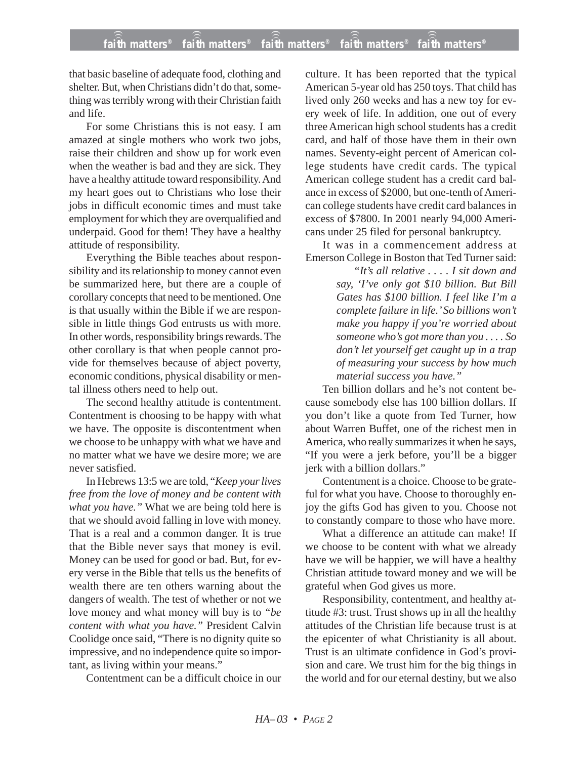that basic baseline of adequate food, clothing and shelter. But, when Christians didn't do that, something was terribly wrong with their Christian faith and life.

For some Christians this is not easy. I am amazed at single mothers who work two jobs, raise their children and show up for work even when the weather is bad and they are sick. They have a healthy attitude toward responsibility. And my heart goes out to Christians who lose their jobs in difficult economic times and must take employment for which they are overqualified and underpaid. Good for them! They have a healthy attitude of responsibility.

Everything the Bible teaches about responsibility and its relationship to money cannot even be summarized here, but there are a couple of corollary concepts that need to be mentioned. One is that usually within the Bible if we are responsible in little things God entrusts us with more. In other words, responsibility brings rewards. The other corollary is that when people cannot provide for themselves because of abject poverty, economic conditions, physical disability or mental illness others need to help out.

The second healthy attitude is contentment. Contentment is choosing to be happy with what we have. The opposite is discontentment when we choose to be unhappy with what we have and no matter what we have we desire more; we are never satisfied.

In Hebrews 13:5 we are told, "*Keep your lives free from the love of money and be content with what you have.*" What we are being told here is that we should avoid falling in love with money. That is a real and a common danger. It is true that the Bible never says that money is evil. Money can be used for good or bad. But, for every verse in the Bible that tells us the benefits of wealth there are ten others warning about the dangers of wealth. The test of whether or not we love money and what money will buy is to *"be content with what you have."* President Calvin Coolidge once said, "There is no dignity quite so impressive, and no independence quite so important, as living within your means."

Contentment can be a difficult choice in our culture. It has been reported that the typical American 5-year old has 250 toys. That child has lived only 260 weeks and has a new toy for every week of life. In addition, one out of every three American high school students has a credit card, and half of those have them in their own names. Seventy-eight percent of American college students have credit cards. The typical American college student has a credit card balance in excess of $2000, but one-tenth of American college students have credit card balances in excess of $7800. In 2001 nearly 94,000 Americans under 25 filed for personal bankruptcy.

It was in a commencement address at Emerson College in Boston that Ted Turner said:

> *"It's all relative . . . . I sit down and say, 'I've only got $10 billion. But Bill Gates has $100 billion. I feel like I'm a complete failure in life.' So billions won't make you happy if you're worried about someone who's got more than you . . . . So don't let yourself get caught up in a trap of measuring your success by how much material success you have."*

Ten billion dollars and he's not content because somebody else has 100 billion dollars. If you don't like a quote from Ted Turner, how about Warren Buffet, one of the richest men in America, who really summarizes it when he says, "If you were a jerk before, you'll be a bigger jerk with a billion dollars."

Contentment is a choice. Choose to be grateful for what you have. Choose to thoroughly enjoy the gifts God has given to you. Choose not to constantly compare to those who have more.

What a difference an attitude can make! If we choose to be content with what we already have we will be happier, we will have a healthy Christian attitude toward money and we will be grateful when God gives us more.

Responsibility, contentment, and healthy attitude #3: trust. Trust shows up in all the healthy attitudes of the Christian life because trust is at the epicenter of what Christianity is all about. Trust is an ultimate confidence in God's provision and care. We trust him for the big things in the world and for our eternal destiny, but we also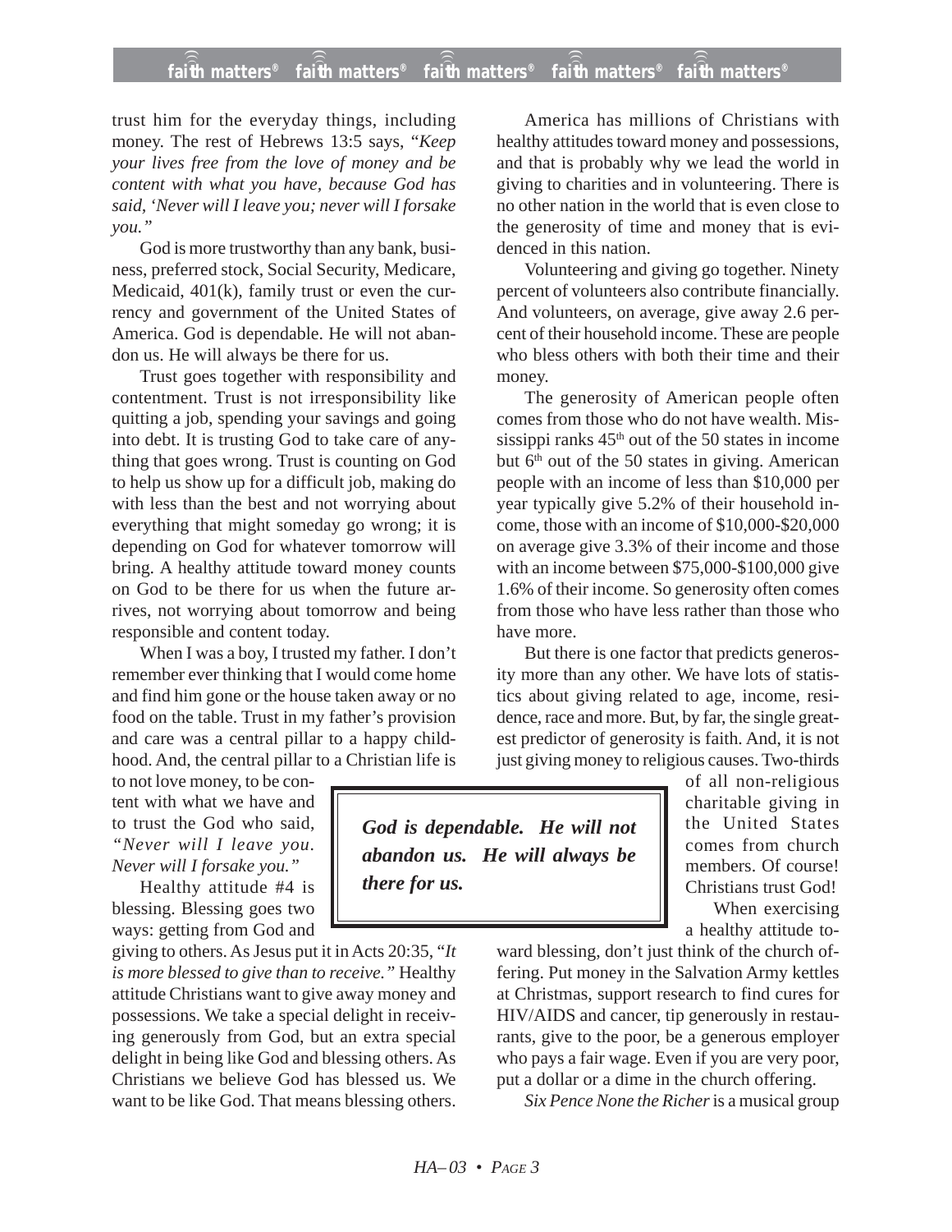trust him for the everyday things, including money. The rest of Hebrews 13:5 says, "*Keep your lives free from the love of money and be content with what you have, because God has said, 'Never will I leave you; never will I forsake you.'*"

God is more trustworthy than any bank, business, preferred stock, Social Security, Medicare, Medicaid, 401(k), family trust or even the currency and government of the United States of America. God is dependable. He will not abandon us. He will always be there for us.

Trust goes together with responsibility and contentment. Trust is not irresponsibility like quitting a job, spending your savings and going into debt. It is trusting God to take care of anything that goes wrong. Trust is counting on God to help us show up for a difficult job, making do with less than the best and not worrying about everything that might someday go wrong; it is depending on God for whatever tomorrow will bring. A healthy attitude toward money counts on God to be there for us when the future arrives, not worrying about tomorrow and being responsible and content today.

When I was a boy, I trusted my father. I don't remember ever thinking that I would come home and find him gone or the house taken away or no food on the table. Trust in my father's provision and care was a central pillar to a happy childhood. And, the central pillar to a Christian life is to not love money, to be content with what we have and to trust the God who said, *"Never will I leave you. Never will I forsake you."*

Healthy attitude #4 is blessing. Blessing goes two ways: getting from God and giving to others. As Jesus put it in Acts 20:35, "*It is more blessed to give than to receive.*" Healthy attitude Christians want to give away money and possessions. We take a special delight in receiving generously from God, but an extra special delight in being like God and blessing others. As Christians we believe God has blessed us. We want to be like God. That means blessing others.

> ***God is dependable. He will not abandon us. He will always be there for us.***

America has millions of Christians with healthy attitudes toward money and possessions, and that is probably why we lead the world in giving to charities and in volunteering. There is no other nation in the world that is even close to the generosity of time and money that is evidenced in this nation.

Volunteering and giving go together. Ninety percent of volunteers also contribute financially. And volunteers, on average, give away 2.6 percent of their household income. These are people who bless others with both their time and their money.

The generosity of American people often comes from those who do not have wealth. Mississippi ranks 45th out of the 50 states in income but 6th out of the 50 states in giving. American people with an income of less than $10,000 per year typically give 5.2% of their household income, those with an income of $10,000-$20,000 on average give 3.3% of their income and those with an income between $75,000-$100,000 give 1.6% of their income. So generosity often comes from those who have less rather than those who have more.

But there is one factor that predicts generosity more than any other. We have lots of statistics about giving related to age, income, residence, race and more. But, by far, the single greatest predictor of generosity is faith. And, it is not just giving money to religious causes. Two-thirds of all non-religious charitable giving in the United States comes from church members. Of course! Christians trust God!

When exercising a healthy attitude toward blessing, don't just think of the church offering. Put money in the Salvation Army kettles at Christmas, support research to find cures for HIV/AIDS and cancer, tip generously in restaurants, give to the poor, be a generous employer who pays a fair wage. Even if you are very poor, put a dollar or a dime in the church offering.

*Six Pence None the Richer* is a musical group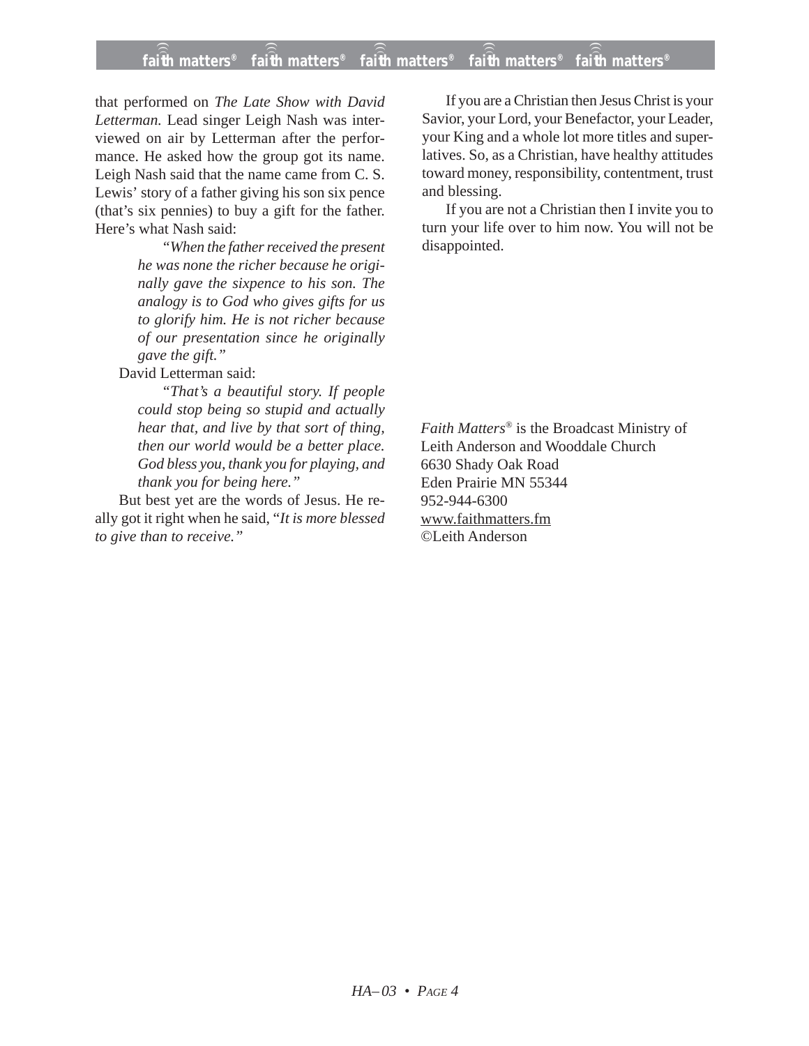that performed on *The Late Show with David Letterman.* Lead singer Leigh Nash was interviewed on air by Letterman after the performance. He asked how the group got its name. Leigh Nash said that the name came from C. S. Lewis' story of a father giving his son six pence (that's six pennies) to buy a gift for the father. Here's what Nash said:

> "*When the father received the present he was none the richer because he originally gave the sixpence to his son. The analogy is to God who gives gifts for us to glorify him. He is not richer because of our presentation since he originally gave the gift.*"

David Letterman said:

> *"That's a beautiful story. If people could stop being so stupid and actually hear that, and live by that sort of thing, then our world would be a better place. God bless you, thank you for playing, and thank you for being here."*

But best yet are the words of Jesus. He really got it right when he said, "*It is more blessed to give than to receive.*"

If you are a Christian then Jesus Christ is your Savior, your Lord, your Benefactor, your Leader, your King and a whole lot more titles and superlatives. So, as a Christian, have healthy attitudes toward money, responsibility, contentment, trust and blessing.

If you are not a Christian then I invite you to turn your life over to him now. You will not be disappointed.

*Faith Matters*® is the Broadcast Ministry of
Leith Anderson and Wooddale Church
6630 Shady Oak Road
Eden Prairie MN 55344
952-944-6300
www.faithmatters.fm
©Leith Anderson